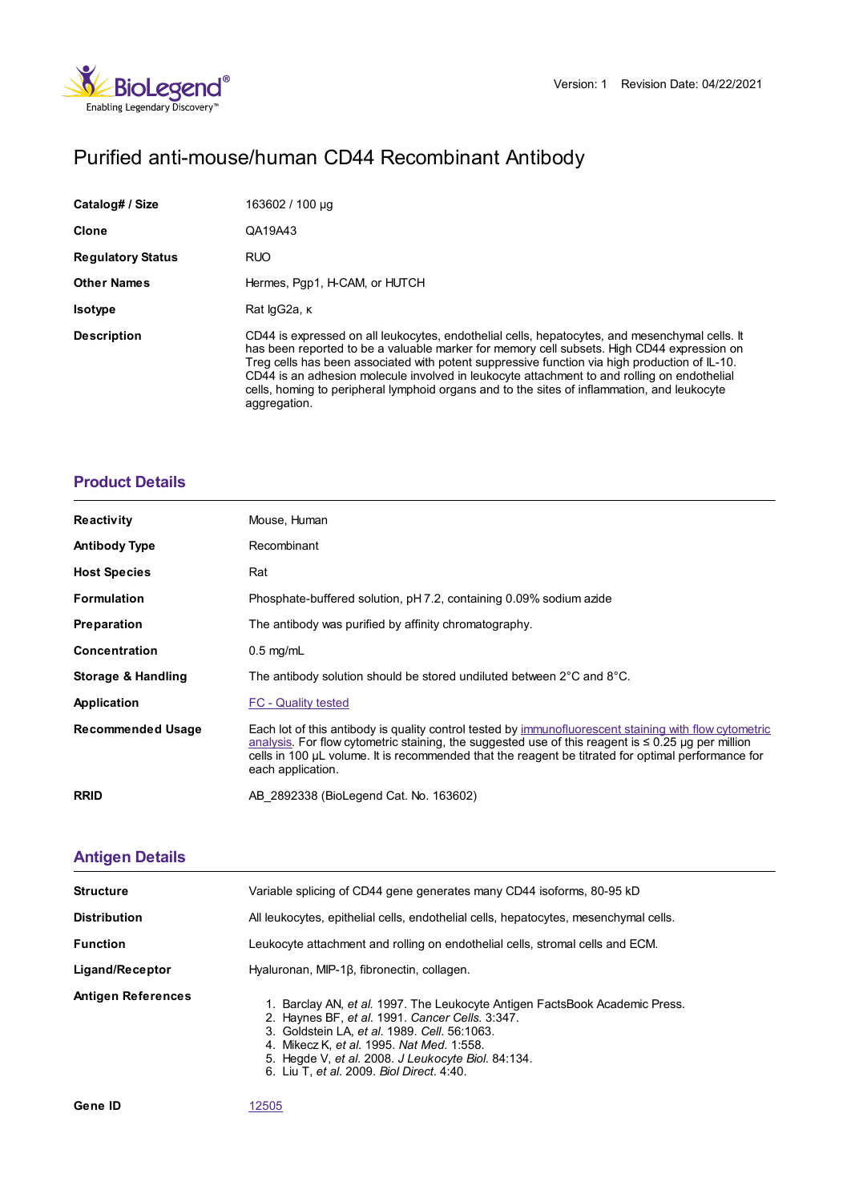Version: 1 Revision Date: 04/22/2021

# Purified anti-mouse/human CD44 Recombinant Antibody

| | |
|---|---|
| **Catalog# / Size** | 163602 / 100 µg |
| **Clone** | QA19A43 |
| **Regulatory Status** | RUO |
| **Other Names** | Hermes, Pgp1, H-CAM, or HUTCH |
| **Isotype** | Rat IgG2a, κ |
| **Description** | CD44 is expressed on all leukocytes, endothelial cells, hepatocytes, and mesenchymal cells. It has been reported to be a valuable marker for memory cell subsets. High CD44 expression on Treg cells has been associated with potent suppressive function via high production of IL-10. CD44 is an adhesion molecule involved in leukocyte attachment to and rolling on endothelial cells, homing to peripheral lymphoid organs and to the sites of inflammation, and leukocyte aggregation. |

## Product Details

| | |
|---|---|
| **Reactivity** | Mouse, Human |
| **Antibody Type** | Recombinant |
| **Host Species** | Rat |
| **Formulation** | Phosphate-buffered solution, pH 7.2, containing 0.09% sodium azide |
| **Preparation** | The antibody was purified by affinity chromatography. |
| **Concentration** | 0.5 mg/mL |
| **Storage & Handling** | The antibody solution should be stored undiluted between 2°C and 8°C. |
| **Application** | FC - Quality tested |
| **Recommended Usage** | Each lot of this antibody is quality control tested by immunofluorescent staining with flow cytometric analysis. For flow cytometric staining, the suggested use of this reagent is ≤ 0.25 µg per million cells in 100 µL volume. It is recommended that the reagent be titrated for optimal performance for each application. |
| **RRID** | AB_2892338 (BioLegend Cat. No. 163602) |

## Antigen Details

| | |
|---|---|
| **Structure** | Variable splicing of CD44 gene generates many CD44 isoforms, 80-95 kD |
| **Distribution** | All leukocytes, epithelial cells, endothelial cells, hepatocytes, mesenchymal cells. |
| **Function** | Leukocyte attachment and rolling on endothelial cells, stromal cells and ECM. |
| **Ligand/Receptor** | Hyaluronan, MIP-1β, fibronectin, collagen. |
| **Antigen References** | 1. Barclay AN, *et al.* 1997. The Leukocyte Antigen FactsBook Academic Press.<br>2. Haynes BF, *et al.* 1991. *Cancer Cells.* 3:347.<br>3. Goldstein LA, *et al.* 1989. *Cell.* 56:1063.<br>4. Mikecz K, *et al.* 1995. *Nat Med.* 1:558.<br>5. Hegde V, *et al.* 2008. *J Leukocyte Biol.* 84:134.<br>6. Liu T, *et al.* 2009. *Biol Direct.* 4:40. |
| **Gene ID** | 12505 |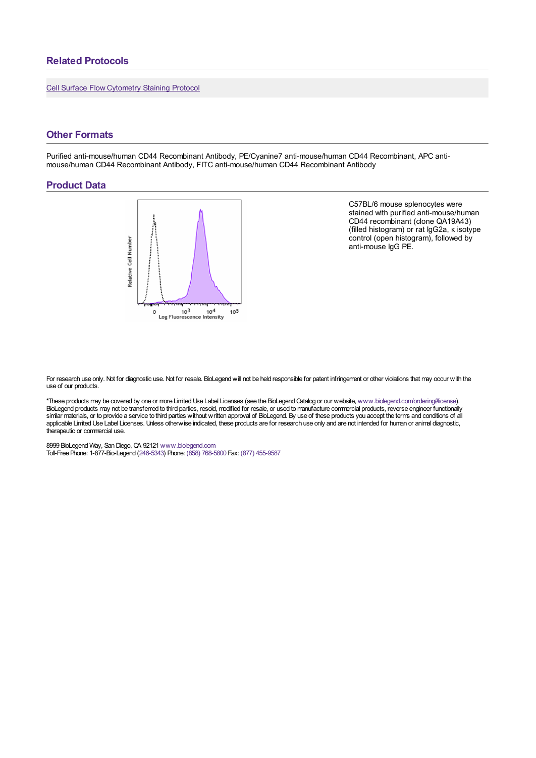## Related Protocols

Cell Surface Flow Cytometry Staining Protocol

## Other Formats

Purified anti-mouse/human CD44 Recombinant Antibody, PE/Cyanine7 anti-mouse/human CD44 Recombinant, APC anti-mouse/human CD44 Recombinant Antibody, FITC anti-mouse/human CD44 Recombinant Antibody

## Product Data

Relative Cell Number

0
$10^3$
$10^4$
$10^5$
Log Fluorescence Intensity

C57BL/6 mouse splenocytes were stained with purified anti-mouse/human CD44 recombinant (clone QA19A43) (filled histogram) or rat IgG2a, κ isotype control (open histogram), followed by anti-mouse IgG PE.

For research use only. Not for diagnostic use. Not for resale. BioLegend will not be held responsible for patent infringement or other violations that may occur with the use of our products.

*These products may be covered by one or more Limited Use Label Licenses (see the BioLegend Catalog or our website, www.biolegend.com/ordering#license). BioLegend products may not be transferred to third parties, resold, modified for resale, or used to manufacture commercial products, reverse engineer functionally similar materials, or to provide a service to third parties without written approval of BioLegend. By use of these products you accept the terms and conditions of all applicable Limited Use Label Licenses. Unless otherwise indicated, these products are for research use only and are not intended for human or animal diagnostic, therapeutic or commercial use.

8999 BioLegend Way, San Diego, CA 92121 www.biolegend.com
Toll-Free Phone: 1-877-Bio-Legend (246-5343) Phone: (858) 768-5800 Fax: (877) 455-9587